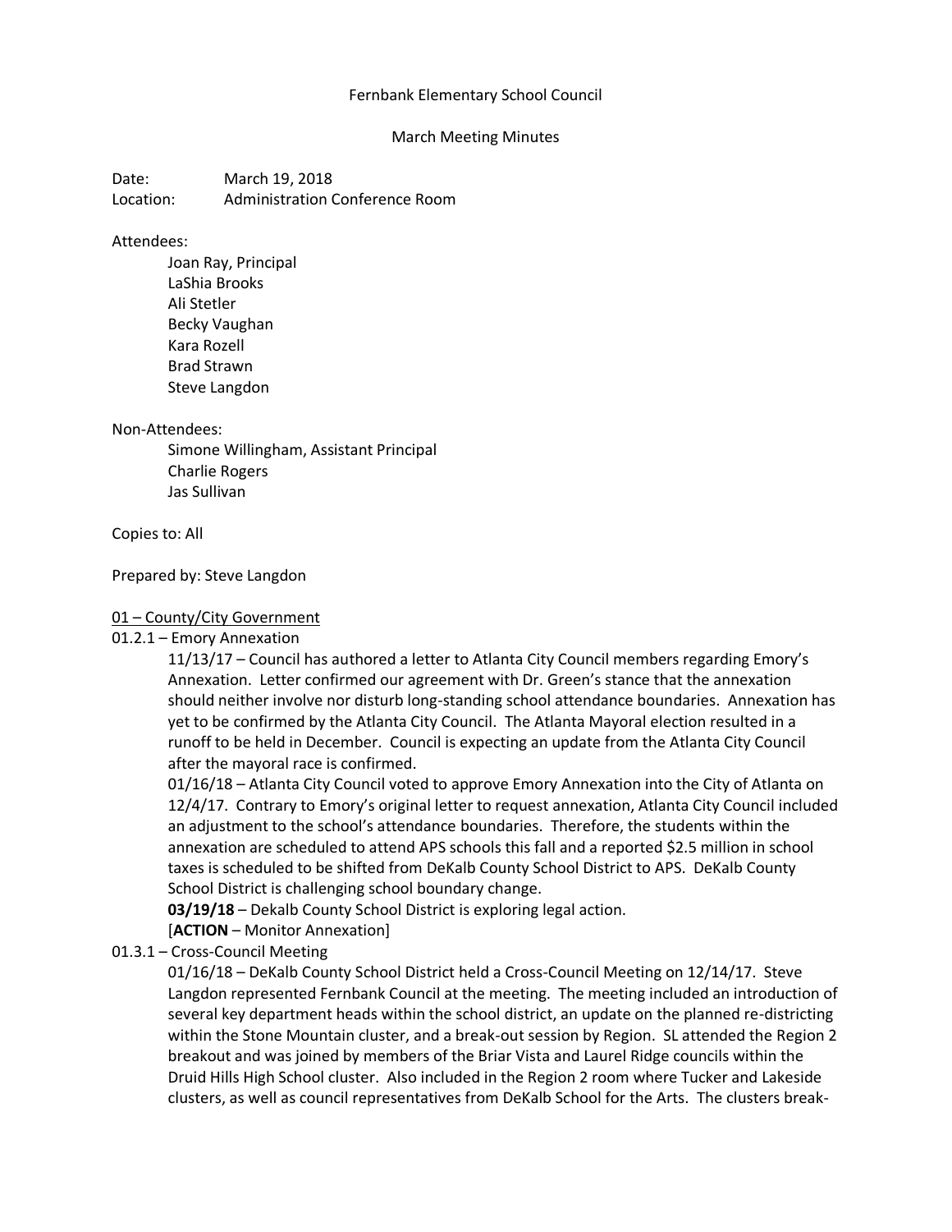Fernbank Elementary School Council

March Meeting Minutes

Date: March 19, 2018
Location: Administration Conference Room

Attendees:

- Joan Ray, Principal
- LaShia Brooks
- Ali Stetler
- Becky Vaughan
- Kara Rozell
- Brad Strawn
- Steve Langdon

Non-Attendees:

- Simone Willingham, Assistant Principal
- Charlie Rogers
- Jas Sullivan

Copies to: All

Prepared by: Steve Langdon

<u>01 – County/City Government</u>

01.2.1 – Emory Annexation

11/13/17 – Council has authored a letter to Atlanta City Council members regarding Emory's Annexation. Letter confirmed our agreement with Dr. Green's stance that the annexation should neither involve nor disturb long-standing school attendance boundaries. Annexation has yet to be confirmed by the Atlanta City Council. The Atlanta Mayoral election resulted in a runoff to be held in December. Council is expecting an update from the Atlanta City Council after the mayoral race is confirmed.

01/16/18 – Atlanta City Council voted to approve Emory Annexation into the City of Atlanta on 12/4/17. Contrary to Emory's original letter to request annexation, Atlanta City Council included an adjustment to the school's attendance boundaries. Therefore, the students within the annexation are scheduled to attend APS schools this fall and a reported $2.5 million in school taxes is scheduled to be shifted from DeKalb County School District to APS. DeKalb County School District is challenging school boundary change.

**03/19/18** – Dekalb County School District is exploring legal action.

[**ACTION** – Monitor Annexation]

01.3.1 – Cross-Council Meeting

01/16/18 – DeKalb County School District held a Cross-Council Meeting on 12/14/17. Steve Langdon represented Fernbank Council at the meeting. The meeting included an introduction of several key department heads within the school district, an update on the planned re-districting within the Stone Mountain cluster, and a break-out session by Region. SL attended the Region 2 breakout and was joined by members of the Briar Vista and Laurel Ridge councils within the Druid Hills High School cluster. Also included in the Region 2 room where Tucker and Lakeside clusters, as well as council representatives from DeKalb School for the Arts. The clusters break-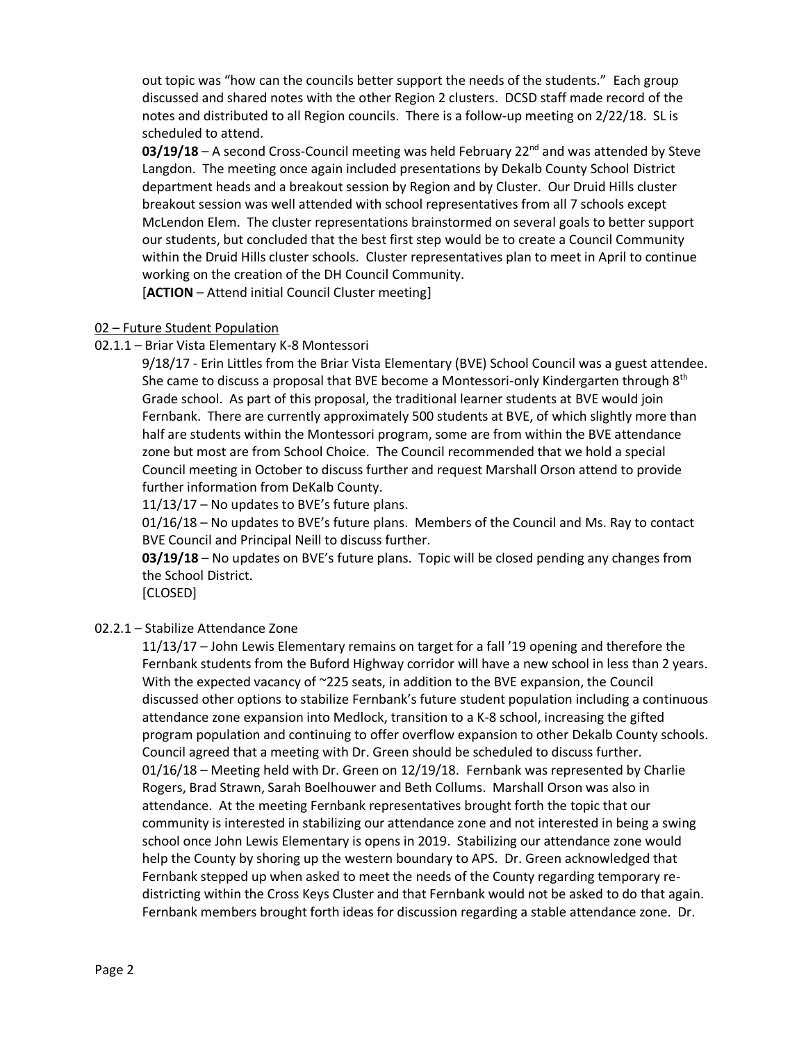out topic was "how can the councils better support the needs of the students." Each group discussed and shared notes with the other Region 2 clusters. DCSD staff made record of the notes and distributed to all Region councils. There is a follow-up meeting on 2/22/18. SL is scheduled to attend.

**03/19/18** – A second Cross-Council meeting was held February 22nd and was attended by Steve Langdon. The meeting once again included presentations by Dekalb County School District department heads and a breakout session by Region and by Cluster. Our Druid Hills cluster breakout session was well attended with school representatives from all 7 schools except McLendon Elem. The cluster representations brainstormed on several goals to better support our students, but concluded that the best first step would be to create a Council Community within the Druid Hills cluster schools. Cluster representatives plan to meet in April to continue working on the creation of the DH Council Community.

[**ACTION** – Attend initial Council Cluster meeting]

<u>02 – Future Student Population</u>

02.1.1 – Briar Vista Elementary K-8 Montessori

9/18/17 - Erin Littles from the Briar Vista Elementary (BVE) School Council was a guest attendee. She came to discuss a proposal that BVE become a Montessori-only Kindergarten through 8th Grade school. As part of this proposal, the traditional learner students at BVE would join Fernbank. There are currently approximately 500 students at BVE, of which slightly more than half are students within the Montessori program, some are from within the BVE attendance zone but most are from School Choice. The Council recommended that we hold a special Council meeting in October to discuss further and request Marshall Orson attend to provide further information from DeKalb County.

11/13/17 – No updates to BVE's future plans.

01/16/18 – No updates to BVE's future plans. Members of the Council and Ms. Ray to contact BVE Council and Principal Neill to discuss further.

**03/19/18** – No updates on BVE's future plans. Topic will be closed pending any changes from the School District.

[CLOSED]

02.2.1 – Stabilize Attendance Zone

11/13/17 – John Lewis Elementary remains on target for a fall '19 opening and therefore the Fernbank students from the Buford Highway corridor will have a new school in less than 2 years. With the expected vacancy of ~225 seats, in addition to the BVE expansion, the Council discussed other options to stabilize Fernbank's future student population including a continuous attendance zone expansion into Medlock, transition to a K-8 school, increasing the gifted program population and continuing to offer overflow expansion to other Dekalb County schools. Council agreed that a meeting with Dr. Green should be scheduled to discuss further.

01/16/18 – Meeting held with Dr. Green on 12/19/18. Fernbank was represented by Charlie Rogers, Brad Strawn, Sarah Boelhouwer and Beth Collums. Marshall Orson was also in attendance. At the meeting Fernbank representatives brought forth the topic that our community is interested in stabilizing our attendance zone and not interested in being a swing school once John Lewis Elementary is opens in 2019. Stabilizing our attendance zone would help the County by shoring up the western boundary to APS. Dr. Green acknowledged that Fernbank stepped up when asked to meet the needs of the County regarding temporary re-districting within the Cross Keys Cluster and that Fernbank would not be asked to do that again. Fernbank members brought forth ideas for discussion regarding a stable attendance zone. Dr.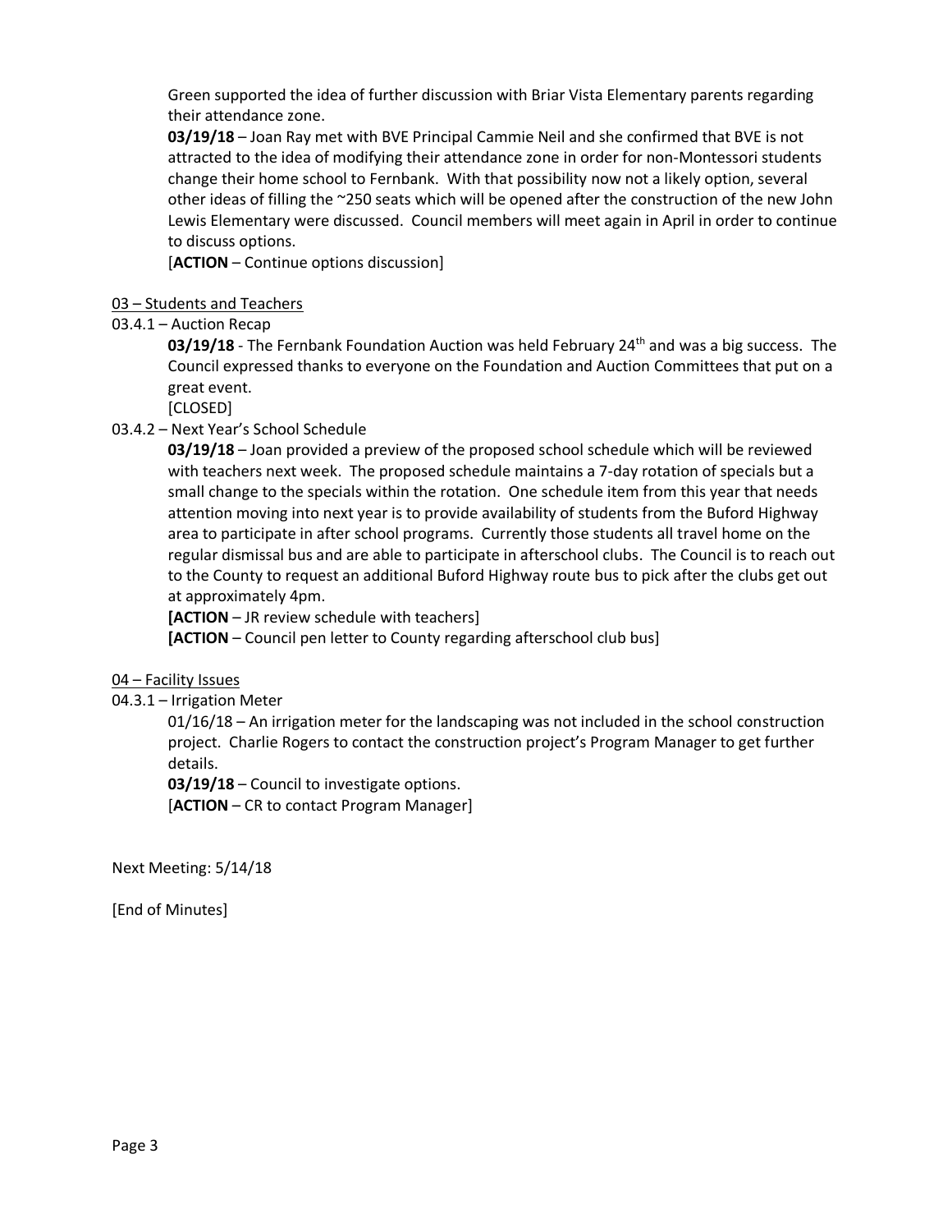Green supported the idea of further discussion with Briar Vista Elementary parents regarding their attendance zone.

**03/19/18** – Joan Ray met with BVE Principal Cammie Neil and she confirmed that BVE is not attracted to the idea of modifying their attendance zone in order for non-Montessori students change their home school to Fernbank. With that possibility now not a likely option, several other ideas of filling the ~250 seats which will be opened after the construction of the new John Lewis Elementary were discussed. Council members will meet again in April in order to continue to discuss options.

[**ACTION** – Continue options discussion]

<u>03 – Students and Teachers</u>

03.4.1 – Auction Recap

**03/19/18** - The Fernbank Foundation Auction was held February 24th and was a big success. The Council expressed thanks to everyone on the Foundation and Auction Committees that put on a great event.

[CLOSED]

03.4.2 – Next Year's School Schedule

**03/19/18** – Joan provided a preview of the proposed school schedule which will be reviewed with teachers next week. The proposed schedule maintains a 7-day rotation of specials but a small change to the specials within the rotation. One schedule item from this year that needs attention moving into next year is to provide availability of students from the Buford Highway area to participate in after school programs. Currently those students all travel home on the regular dismissal bus and are able to participate in afterschool clubs. The Council is to reach out to the County to request an additional Buford Highway route bus to pick after the clubs get out at approximately 4pm.

**[ACTION** – JR review schedule with teachers]

**[ACTION** – Council pen letter to County regarding afterschool club bus]

<u>04 – Facility Issues</u>

04.3.1 – Irrigation Meter

01/16/18 – An irrigation meter for the landscaping was not included in the school construction project. Charlie Rogers to contact the construction project's Program Manager to get further details.

**03/19/18** – Council to investigate options.

[**ACTION** – CR to contact Program Manager]

Next Meeting: 5/14/18

[End of Minutes]